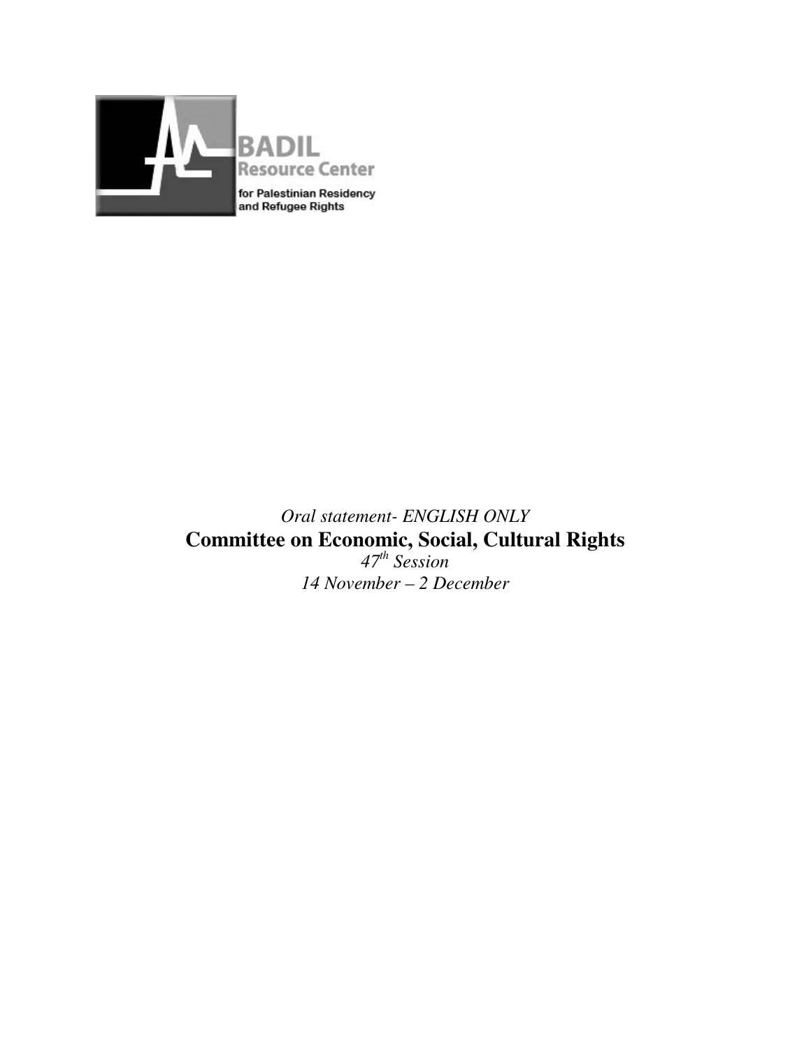BADIL
Resource Center
for Palestinian Residency
and Refugee Rights

*Oral statement- ENGLISH ONLY*

# Committee on Economic, Social, Cultural Rights

*47th Session*

*14 November – 2 December*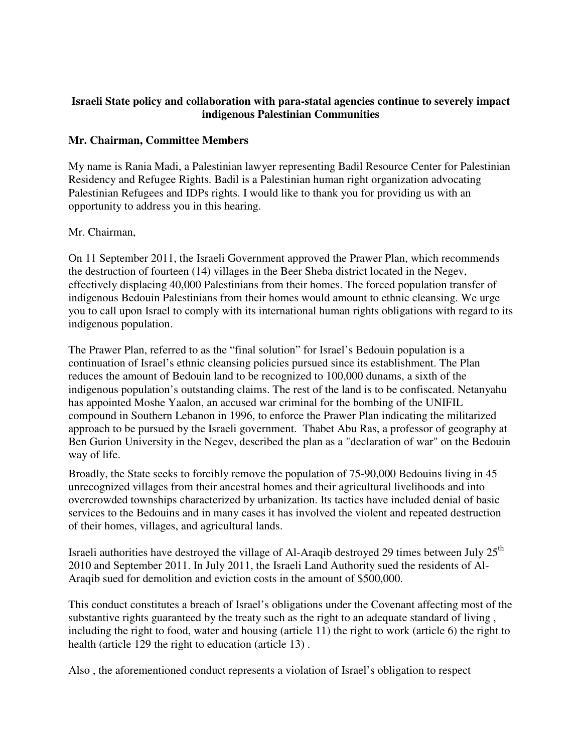**Israeli State policy and collaboration with para-statal agencies continue to severely impact indigenous Palestinian Communities**

**Mr. Chairman, Committee Members**

My name is Rania Madi, a Palestinian lawyer representing Badil Resource Center for Palestinian Residency and Refugee Rights. Badil is a Palestinian human right organization advocating Palestinian Refugees and IDPs rights. I would like to thank you for providing us with an opportunity to address you in this hearing.

Mr. Chairman,

On 11 September 2011, the Israeli Government approved the Prawer Plan, which recommends the destruction of fourteen (14) villages in the Beer Sheba district located in the Negev, effectively displacing 40,000 Palestinians from their homes. The forced population transfer of indigenous Bedouin Palestinians from their homes would amount to ethnic cleansing. We urge you to call upon Israel to comply with its international human rights obligations with regard to its indigenous population.

The Prawer Plan, referred to as the "final solution" for Israel's Bedouin population is a continuation of Israel's ethnic cleansing policies pursued since its establishment. The Plan reduces the amount of Bedouin land to be recognized to 100,000 dunams, a sixth of the indigenous population's outstanding claims. The rest of the land is to be confiscated. Netanyahu has appointed Moshe Yaalon, an accused war criminal for the bombing of the UNIFIL compound in Southern Lebanon in 1996, to enforce the Prawer Plan indicating the militarized approach to be pursued by the Israeli government. Thabet Abu Ras, a professor of geography at Ben Gurion University in the Negev, described the plan as a "declaration of war" on the Bedouin way of life.

Broadly, the State seeks to forcibly remove the population of 75-90,000 Bedouins living in 45 unrecognized villages from their ancestral homes and their agricultural livelihoods and into overcrowded townships characterized by urbanization. Its tactics have included denial of basic services to the Bedouins and in many cases it has involved the violent and repeated destruction of their homes, villages, and agricultural lands.

Israeli authorities have destroyed the village of Al-Araqib destroyed 29 times between July 25th 2010 and September 2011. In July 2011, the Israeli Land Authority sued the residents of Al-Araqib sued for demolition and eviction costs in the amount of $500,000.

This conduct constitutes a breach of Israel's obligations under the Covenant affecting most of the substantive rights guaranteed by the treaty such as the right to an adequate standard of living , including the right to food, water and housing (article 11) the right to work (article 6) the right to health (article 129 the right to education (article 13) .

Also , the aforementioned conduct represents a violation of Israel's obligation to respect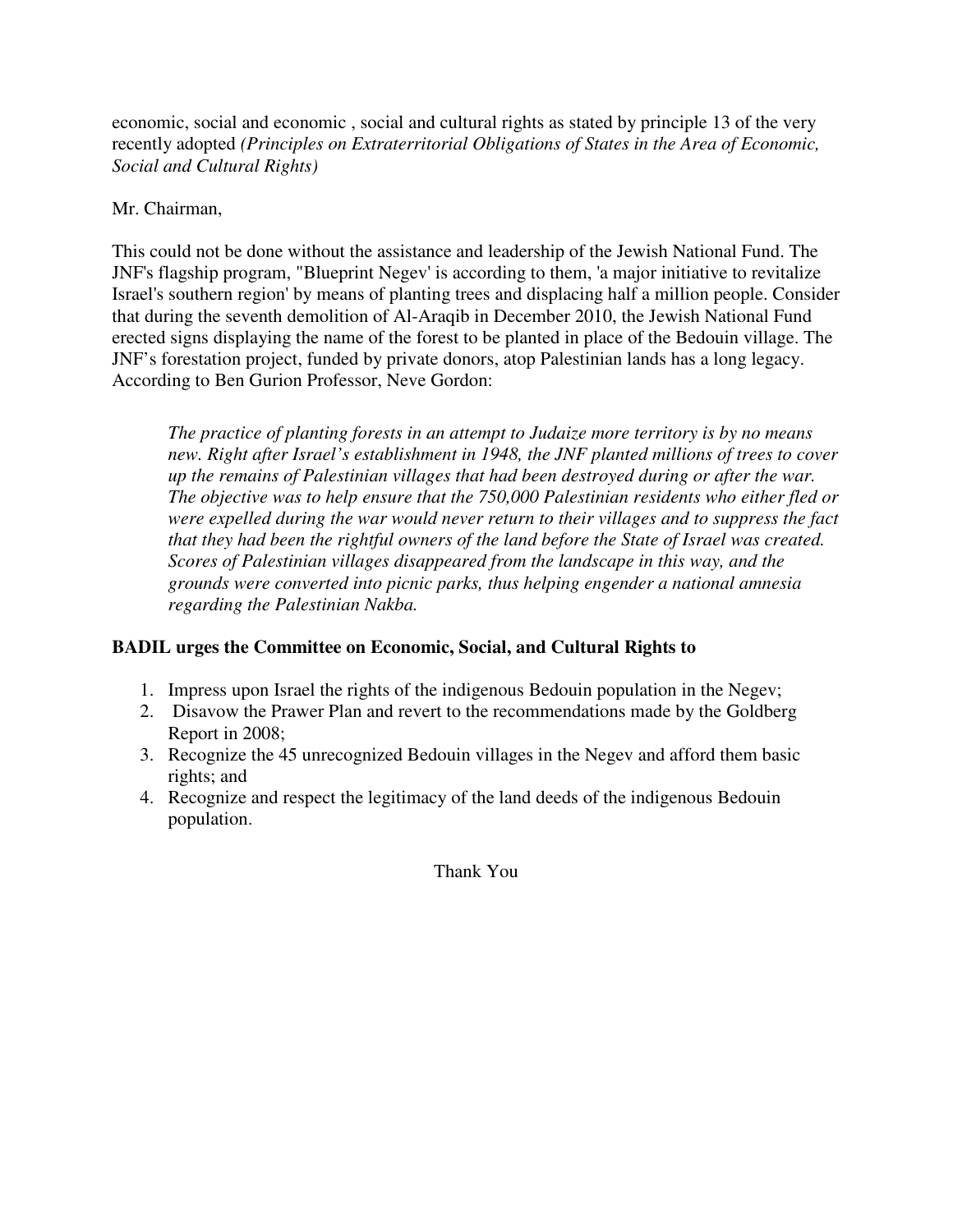economic, social and economic , social and cultural rights as stated by principle 13 of the very recently adopted *(Principles on Extraterritorial Obligations of States in the Area of Economic, Social and Cultural Rights)*

Mr. Chairman,

This could not be done without the assistance and leadership of the Jewish National Fund. The JNF's flagship program, "Blueprint Negev' is according to them, 'a major initiative to revitalize Israel's southern region' by means of planting trees and displacing half a million people. Consider that during the seventh demolition of Al-Araqib in December 2010, the Jewish National Fund erected signs displaying the name of the forest to be planted in place of the Bedouin village. The JNF's forestation project, funded by private donors, atop Palestinian lands has a long legacy. According to Ben Gurion Professor, Neve Gordon:

> *The practice of planting forests in an attempt to Judaize more territory is by no means new. Right after Israel's establishment in 1948, the JNF planted millions of trees to cover up the remains of Palestinian villages that had been destroyed during or after the war. The objective was to help ensure that the 750,000 Palestinian residents who either fled or were expelled during the war would never return to their villages and to suppress the fact that they had been the rightful owners of the land before the State of Israel was created. Scores of Palestinian villages disappeared from the landscape in this way, and the grounds were converted into picnic parks, thus helping engender a national amnesia regarding the Palestinian Nakba.*

**BADIL urges the Committee on Economic, Social, and Cultural Rights to**

1. Impress upon Israel the rights of the indigenous Bedouin population in the Negev;
2. Disavow the Prawer Plan and revert to the recommendations made by the Goldberg Report in 2008;
3. Recognize the 45 unrecognized Bedouin villages in the Negev and afford them basic rights; and
4. Recognize and respect the legitimacy of the land deeds of the indigenous Bedouin population.

Thank You